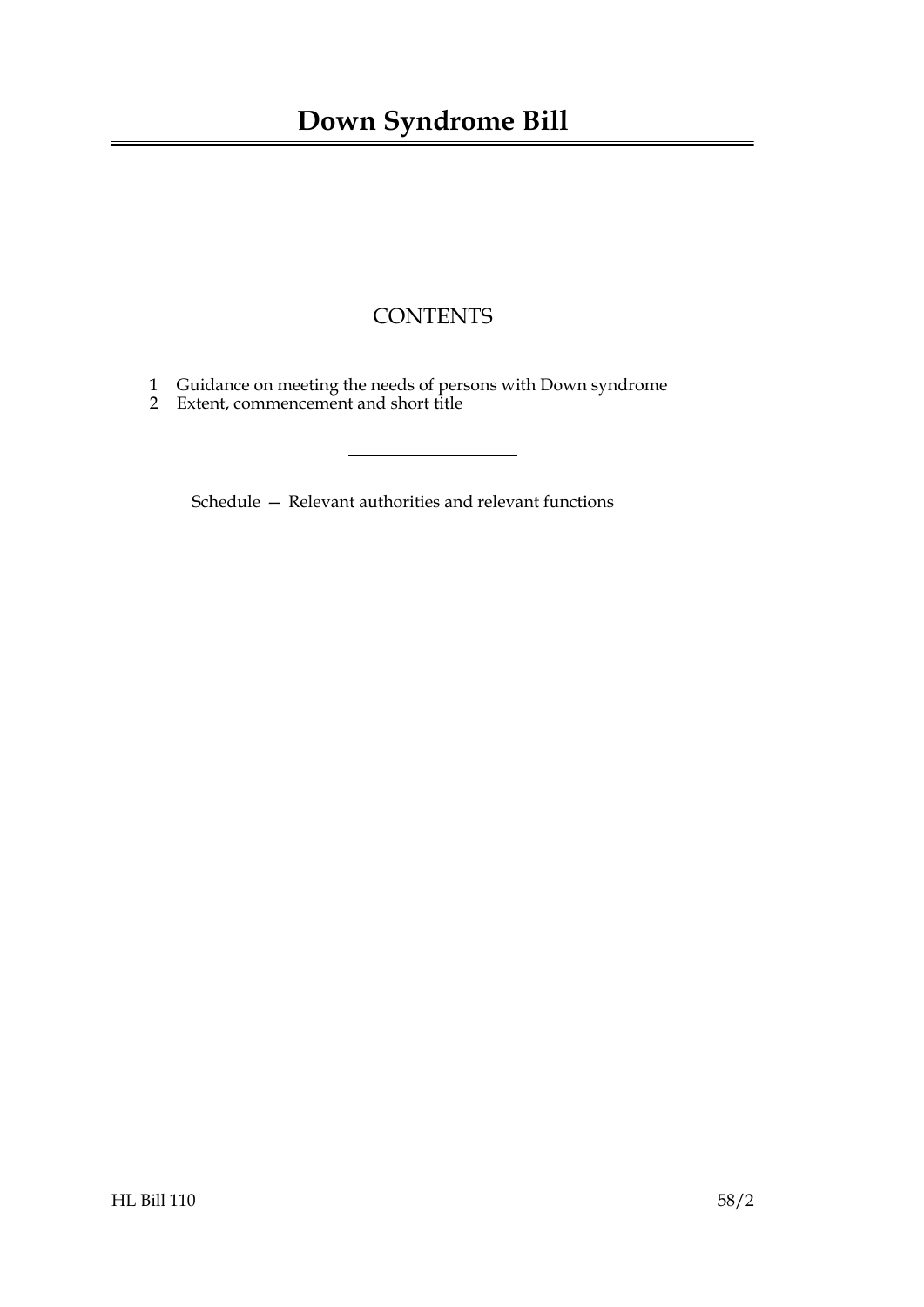# Down Syndrome Bill

## CONTENTS

1 Guidance on meeting the needs of persons with Down syndrome
2 Extent, commencement and short title

---

Schedule — Relevant authorities and relevant functions

HL Bill 110 58/2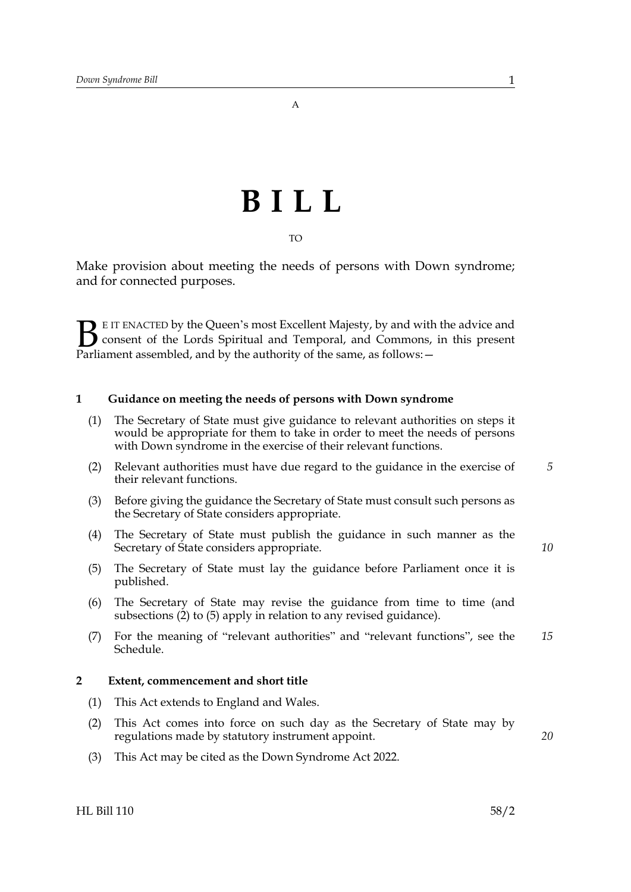A

# BILL

TO

Make provision about meeting the needs of persons with Down syndrome; and for connected purposes.

BE IT ENACTED by the Queen's most Excellent Majesty, by and with the advice and consent of the Lords Spiritual and Temporal, and Commons, in this present Parliament assembled, and by the authority of the same, as follows:—

### 1 Guidance on meeting the needs of persons with Down syndrome

(1) The Secretary of State must give guidance to relevant authorities on steps it would be appropriate for them to take in order to meet the needs of persons with Down syndrome in the exercise of their relevant functions.

(2) Relevant authorities must have due regard to the guidance in the exercise of their relevant functions.

(3) Before giving the guidance the Secretary of State must consult such persons as the Secretary of State considers appropriate.

(4) The Secretary of State must publish the guidance in such manner as the Secretary of State considers appropriate.

(5) The Secretary of State must lay the guidance before Parliament once it is published.

(6) The Secretary of State may revise the guidance from time to time (and subsections (2) to (5) apply in relation to any revised guidance).

(7) For the meaning of "relevant authorities" and "relevant functions", see the Schedule.

### 2 Extent, commencement and short title

(1) This Act extends to England and Wales.

(2) This Act comes into force on such day as the Secretary of State may by regulations made by statutory instrument appoint.

(3) This Act may be cited as the Down Syndrome Act 2022.

HL Bill 110 58/2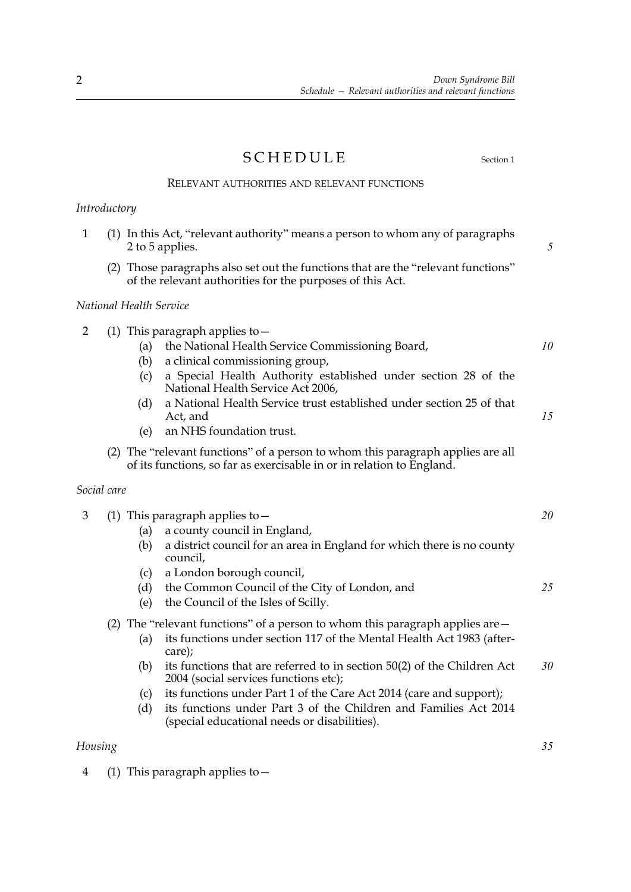# SCHEDULE

Section 1

## RELEVANT AUTHORITIES AND RELEVANT FUNCTIONS

*Introductory*

1 (1) In this Act, "relevant authority" means a person to whom any of paragraphs 2 to 5 applies.

(2) Those paragraphs also set out the functions that are the "relevant functions" of the relevant authorities for the purposes of this Act.

*National Health Service*

2 (1) This paragraph applies to—

- (a) the National Health Service Commissioning Board,
- (b) a clinical commissioning group,
- (c) a Special Health Authority established under section 28 of the National Health Service Act 2006,
- (d) a National Health Service trust established under section 25 of that Act, and
- (e) an NHS foundation trust.

(2) The "relevant functions" of a person to whom this paragraph applies are all of its functions, so far as exercisable in or in relation to England.

*Social care*

3 (1) This paragraph applies to—

- (a) a county council in England,
- (b) a district council for an area in England for which there is no county council,
- (c) a London borough council,
- (d) the Common Council of the City of London, and
- (e) the Council of the Isles of Scilly.

(2) The "relevant functions" of a person to whom this paragraph applies are—

- (a) its functions under section 117 of the Mental Health Act 1983 (after-care);
- (b) its functions that are referred to in section 50(2) of the Children Act 2004 (social services functions etc);
- (c) its functions under Part 1 of the Care Act 2014 (care and support);
- (d) its functions under Part 3 of the Children and Families Act 2014 (special educational needs or disabilities).

*Housing*

4 (1) This paragraph applies to—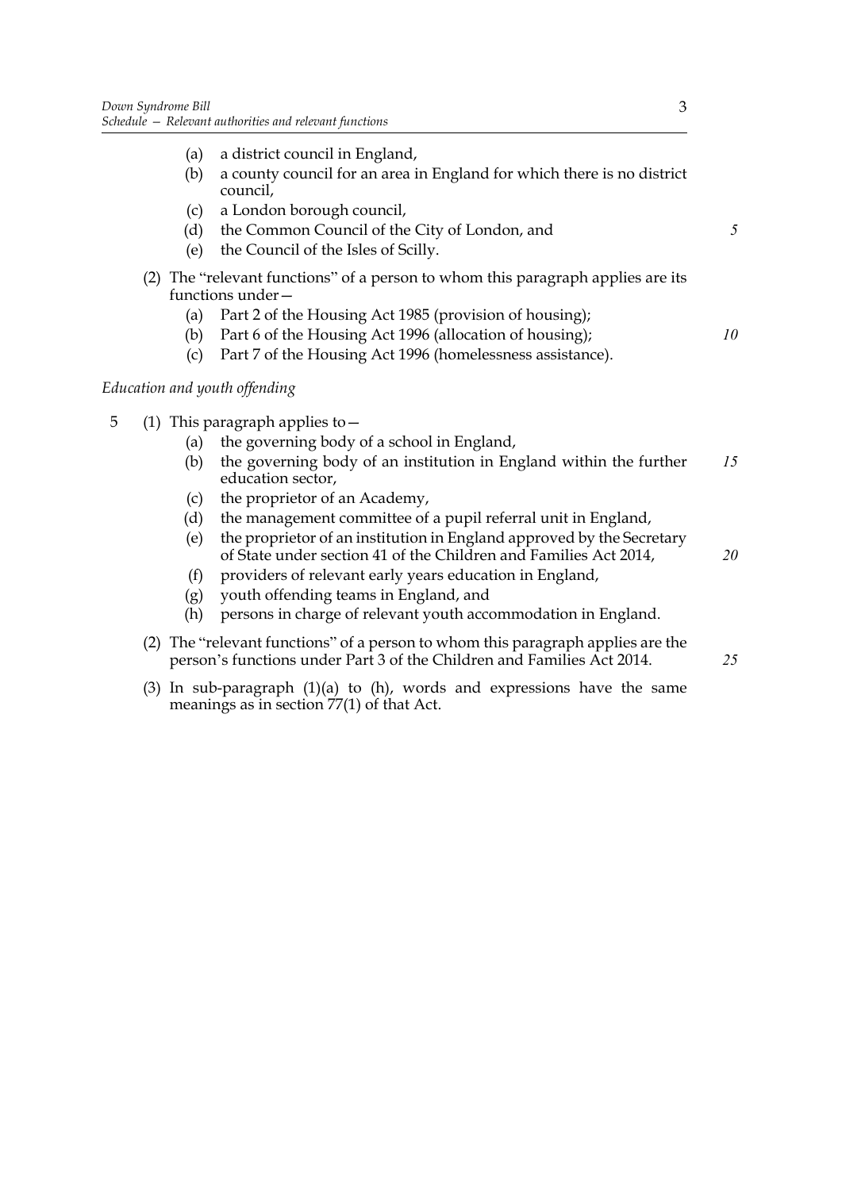(a) a district council in England,

(b) a county council for an area in England for which there is no district council,

(c) a London borough council,

(d) the Common Council of the City of London, and

(e) the Council of the Isles of Scilly.

(2) The "relevant functions" of a person to whom this paragraph applies are its functions under—

(a) Part 2 of the Housing Act 1985 (provision of housing);

(b) Part 6 of the Housing Act 1996 (allocation of housing);

(c) Part 7 of the Housing Act 1996 (homelessness assistance).

*Education and youth offending*

5 (1) This paragraph applies to—

(a) the governing body of a school in England,

(b) the governing body of an institution in England within the further education sector,

(c) the proprietor of an Academy,

(d) the management committee of a pupil referral unit in England,

(e) the proprietor of an institution in England approved by the Secretary of State under section 41 of the Children and Families Act 2014,

(f) providers of relevant early years education in England,

(g) youth offending teams in England, and

(h) persons in charge of relevant youth accommodation in England.

(2) The "relevant functions" of a person to whom this paragraph applies are the person's functions under Part 3 of the Children and Families Act 2014.

(3) In sub-paragraph (1)(a) to (h), words and expressions have the same meanings as in section 77(1) of that Act.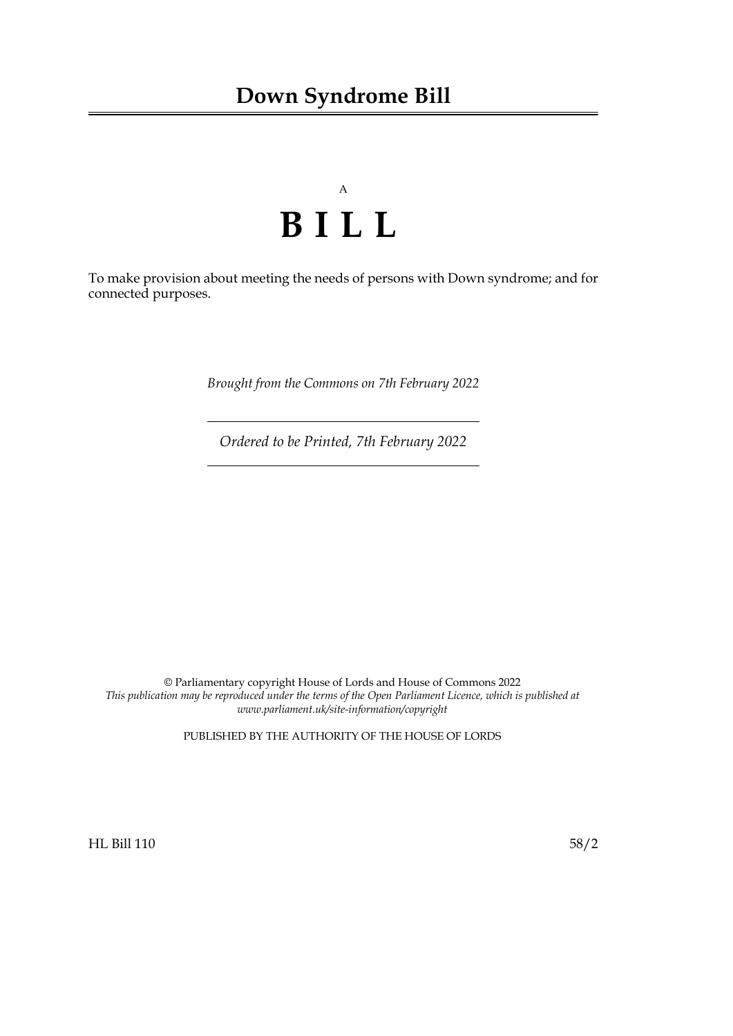# Down Syndrome Bill

A

# B I L L

To make provision about meeting the needs of persons with Down syndrome; and for connected purposes.

*Brought from the Commons on 7th February 2022*

*Ordered to be Printed, 7th February 2022*

© Parliamentary copyright House of Lords and House of Commons 2022
*This publication may be reproduced under the terms of the Open Parliament Licence, which is published at www.parliament.uk/site-information/copyright*

PUBLISHED BY THE AUTHORITY OF THE HOUSE OF LORDS

HL Bill 110 58/2